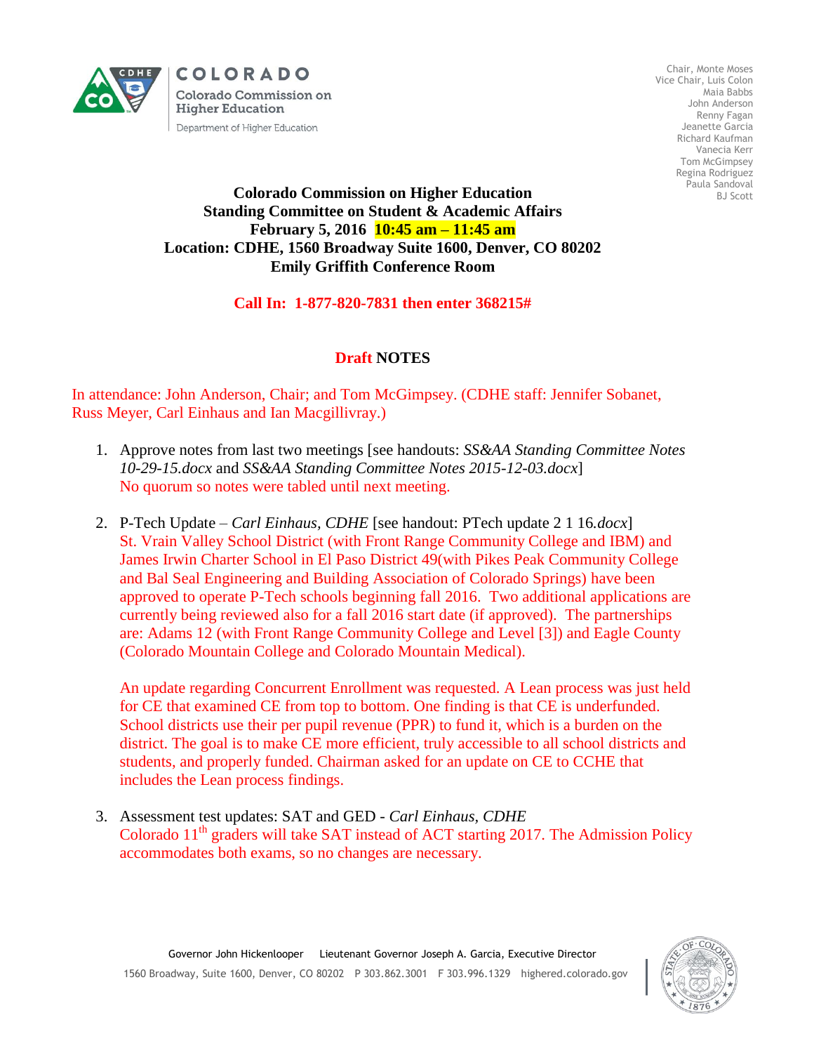COLORADO

Colorado Commission on Higher Education

Department of Higher Education

Chair, Monte Moses
Vice Chair, Luis Colon
Maia Babbs
John Anderson
Renny Fagan
Jeanette Garcia
Richard Kaufman
Vanecia Kerr
Tom McGimpsey
Regina Rodriguez
Paula Sandoval
BJ Scott

**Colorado Commission on Higher Education**
**Standing Committee on Student & Academic Affairs**
**February 5, 2016 10:45 am – 11:45 am**
**Location: CDHE, 1560 Broadway Suite 1600, Denver, CO 80202**
**Emily Griffith Conference Room**

**Call In: 1-877-820-7831 then enter 368215#**

## Draft NOTES

In attendance: John Anderson, Chair; and Tom McGimpsey. (CDHE staff: Jennifer Sobanet, Russ Meyer, Carl Einhaus and Ian Macgillivray.)

1. Approve notes from last two meetings [see handouts: *SS&AA Standing Committee Notes 10-29-15.docx* and *SS&AA Standing Committee Notes 2015-12-03.docx*]
   No quorum so notes were tabled until next meeting.

2. P-Tech Update – *Carl Einhaus, CDHE* [see handout: PTech update 2 1 16*.docx*]
   St. Vrain Valley School District (with Front Range Community College and IBM) and James Irwin Charter School in El Paso District 49(with Pikes Peak Community College and Bal Seal Engineering and Building Association of Colorado Springs) have been approved to operate P-Tech schools beginning fall 2016. Two additional applications are currently being reviewed also for a fall 2016 start date (if approved). The partnerships are: Adams 12 (with Front Range Community College and Level [3]) and Eagle County (Colorado Mountain College and Colorado Mountain Medical).

   An update regarding Concurrent Enrollment was requested. A Lean process was just held for CE that examined CE from top to bottom. One finding is that CE is underfunded. School districts use their per pupil revenue (PPR) to fund it, which is a burden on the district. The goal is to make CE more efficient, truly accessible to all school districts and students, and properly funded. Chairman asked for an update on CE to CCHE that includes the Lean process findings.

3. Assessment test updates: SAT and GED - *Carl Einhaus, CDHE*
   Colorado 11th graders will take SAT instead of ACT starting 2017. The Admission Policy accommodates both exams, so no changes are necessary.

Governor John Hickenlooper Lieutenant Governor Joseph A. Garcia, Executive Director
1560 Broadway, Suite 1600, Denver, CO 80202 P 303.862.3001 F 303.996.1329 highered.colorado.gov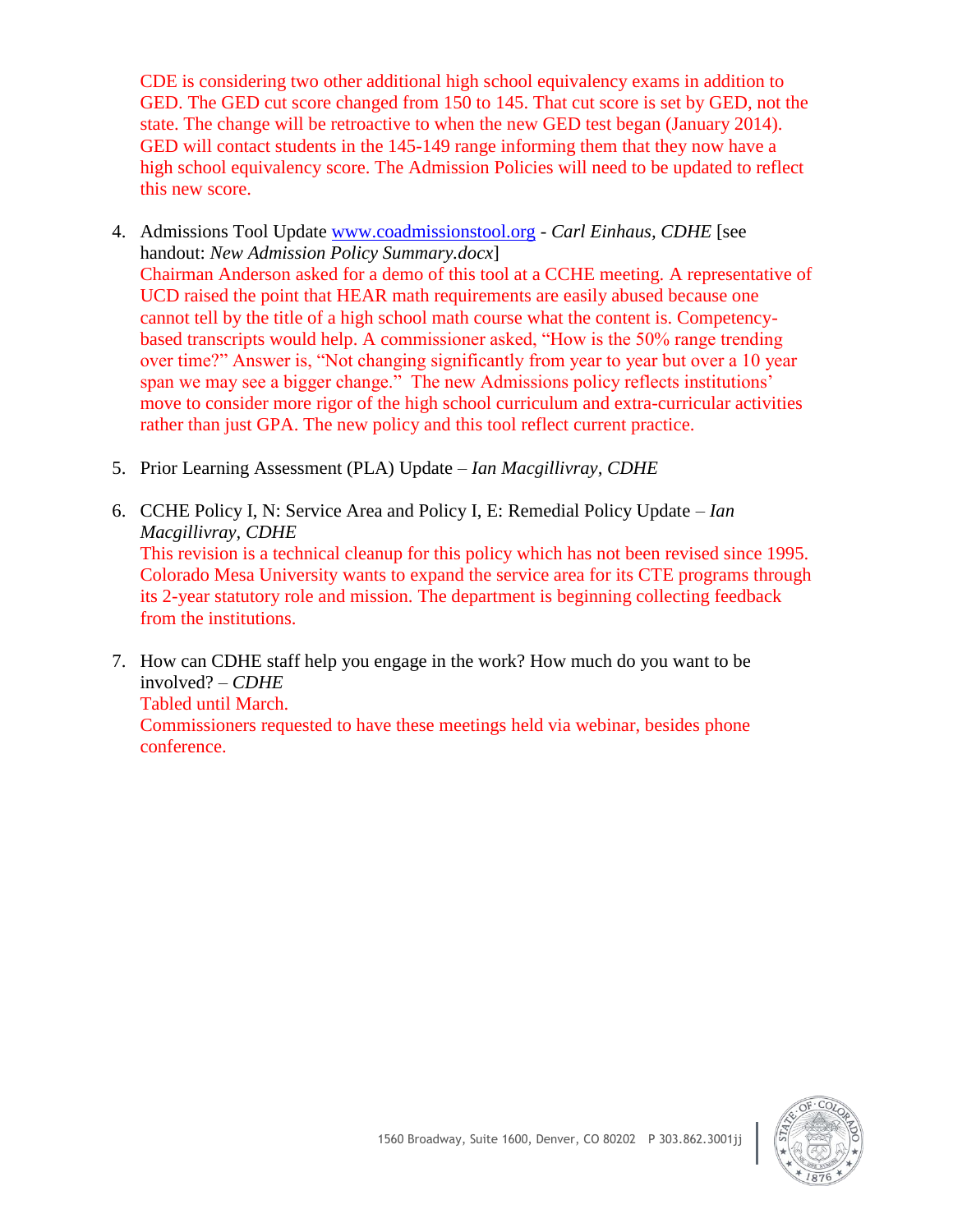CDE is considering two other additional high school equivalency exams in addition to GED. The GED cut score changed from 150 to 145. That cut score is set by GED, not the state. The change will be retroactive to when the new GED test began (January 2014). GED will contact students in the 145-149 range informing them that they now have a high school equivalency score. The Admission Policies will need to be updated to reflect this new score.

4. Admissions Tool Update [www.coadmissionstool.org](http://www.coadmissionstool.org) - *Carl Einhaus, CDHE* [see handout: *New Admission Policy Summary.docx*]
   Chairman Anderson asked for a demo of this tool at a CCHE meeting. A representative of UCD raised the point that HEAR math requirements are easily abused because one cannot tell by the title of a high school math course what the content is. Competency-based transcripts would help. A commissioner asked, "How is the 50% range trending over time?" Answer is, "Not changing significantly from year to year but over a 10 year span we may see a bigger change." The new Admissions policy reflects institutions' move to consider more rigor of the high school curriculum and extra-curricular activities rather than just GPA. The new policy and this tool reflect current practice.

5. Prior Learning Assessment (PLA) Update – *Ian Macgillivray, CDHE*

6. CCHE Policy I, N: Service Area and Policy I, E: Remedial Policy Update – *Ian Macgillivray, CDHE*
   This revision is a technical cleanup for this policy which has not been revised since 1995. Colorado Mesa University wants to expand the service area for its CTE programs through its 2-year statutory role and mission. The department is beginning collecting feedback from the institutions.

7. How can CDHE staff help you engage in the work? How much do you want to be involved? – *CDHE*
   Tabled until March.
   Commissioners requested to have these meetings held via webinar, besides phone conference.